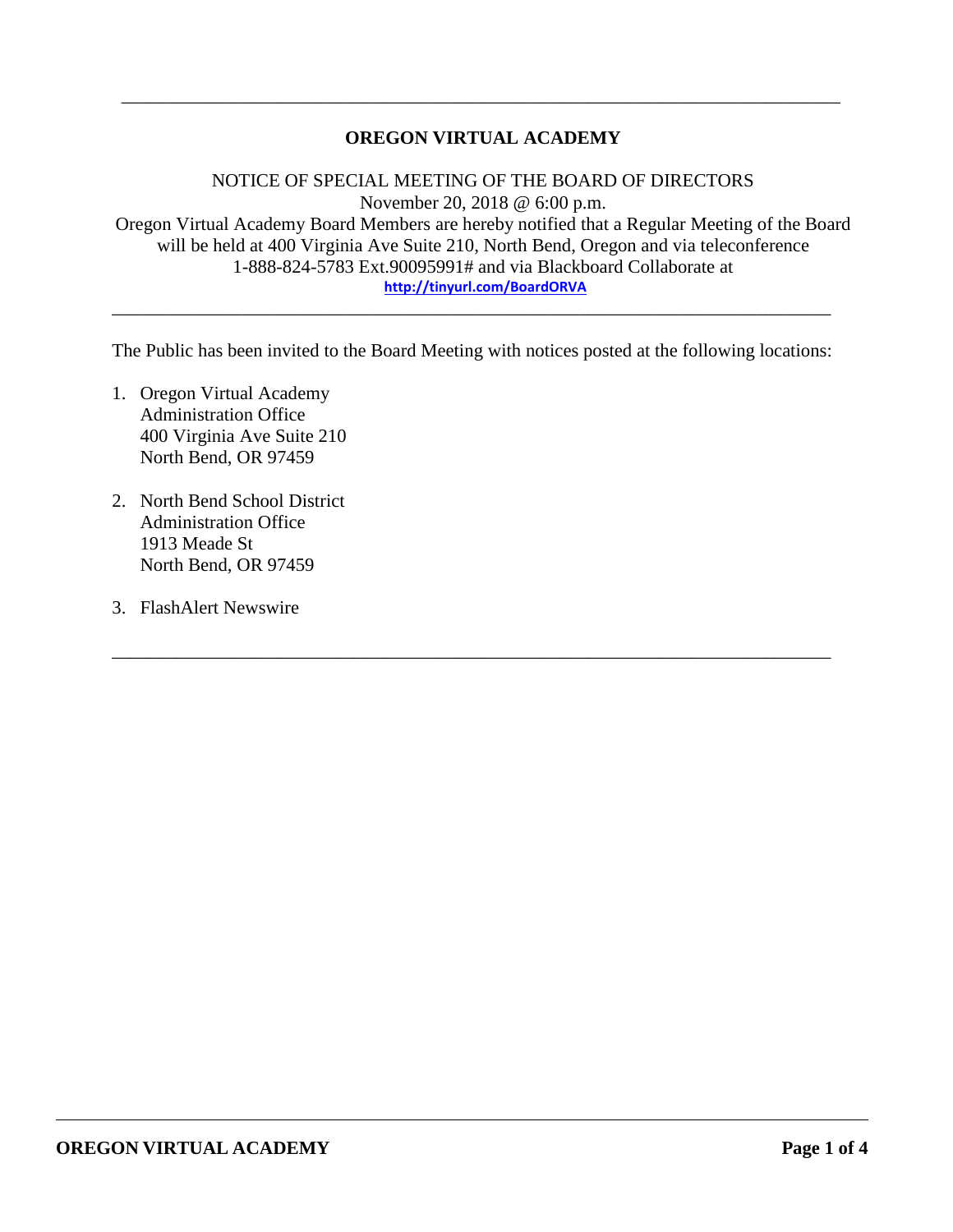---

# OREGON VIRTUAL ACADEMY

NOTICE OF SPECIAL MEETING OF THE BOARD OF DIRECTORS
November 20, 2018 @ 6:00 p.m.
Oregon Virtual Academy Board Members are hereby notified that a Regular Meeting of the Board will be held at 400 Virginia Ave Suite 210, North Bend, Oregon and via teleconference 1-888-824-5783 Ext.90095991# and via Blackboard Collaborate at
http://tinyurl.com/BoardORVA

---

The Public has been invited to the Board Meeting with notices posted at the following locations:

1. Oregon Virtual Academy
   Administration Office
   400 Virginia Ave Suite 210
   North Bend, OR 97459

2. North Bend School District
   Administration Office
   1913 Meade St
   North Bend, OR 97459

3. FlashAlert Newswire

---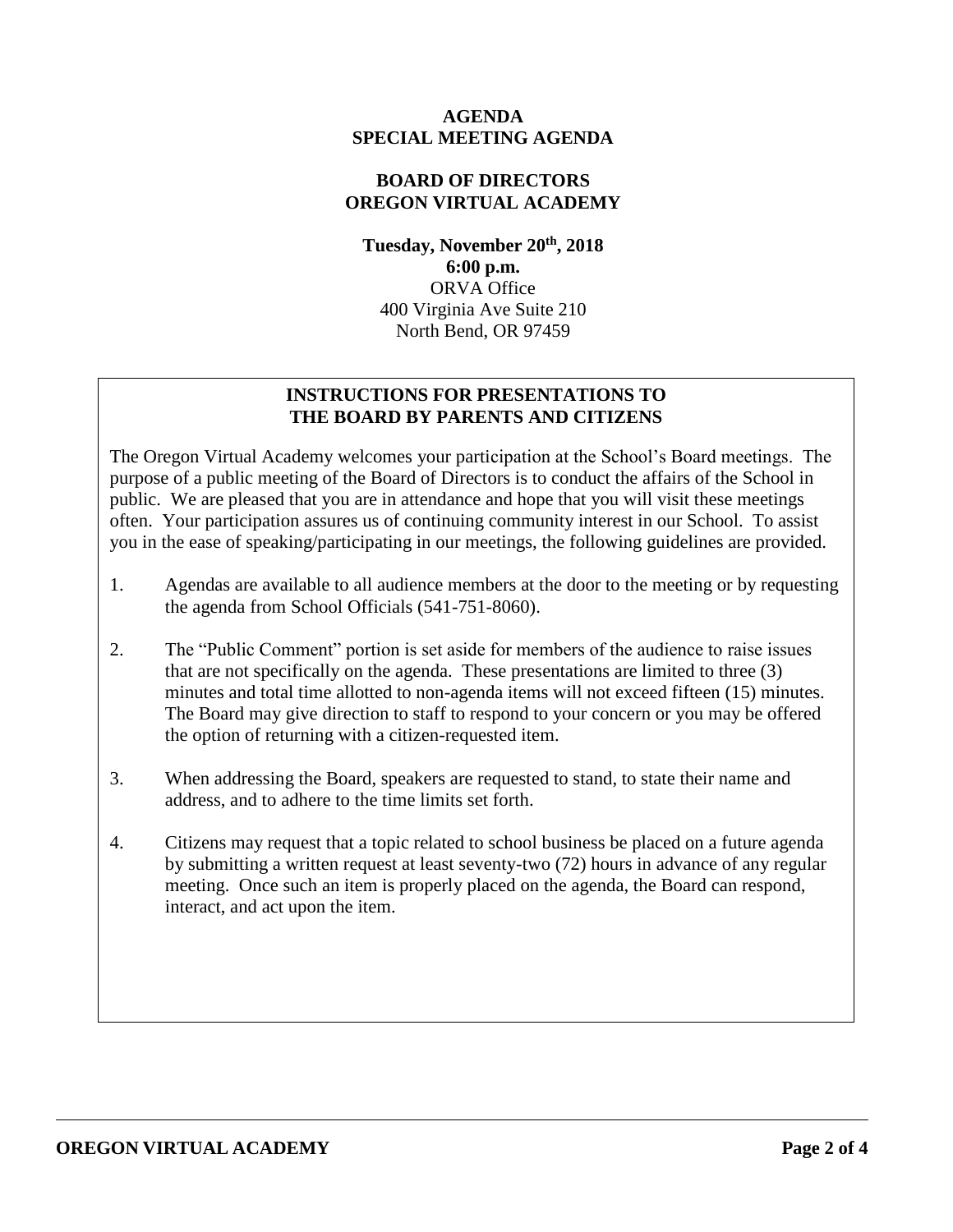**AGENDA**
**SPECIAL MEETING AGENDA**

**BOARD OF DIRECTORS**
**OREGON VIRTUAL ACADEMY**

**Tuesday, November 20th, 2018**
**6:00 p.m.**
ORVA Office
400 Virginia Ave Suite 210
North Bend, OR 97459

## INSTRUCTIONS FOR PRESENTATIONS TO THE BOARD BY PARENTS AND CITIZENS

The Oregon Virtual Academy welcomes your participation at the School's Board meetings. The purpose of a public meeting of the Board of Directors is to conduct the affairs of the School in public. We are pleased that you are in attendance and hope that you will visit these meetings often. Your participation assures us of continuing community interest in our School. To assist you in the ease of speaking/participating in our meetings, the following guidelines are provided.

1. Agendas are available to all audience members at the door to the meeting or by requesting the agenda from School Officials (541-751-8060).
2. The "Public Comment" portion is set aside for members of the audience to raise issues that are not specifically on the agenda. These presentations are limited to three (3) minutes and total time allotted to non-agenda items will not exceed fifteen (15) minutes. The Board may give direction to staff to respond to your concern or you may be offered the option of returning with a citizen-requested item.
3. When addressing the Board, speakers are requested to stand, to state their name and address, and to adhere to the time limits set forth.
4. Citizens may request that a topic related to school business be placed on a future agenda by submitting a written request at least seventy-two (72) hours in advance of any regular meeting. Once such an item is properly placed on the agenda, the Board can respond, interact, and act upon the item.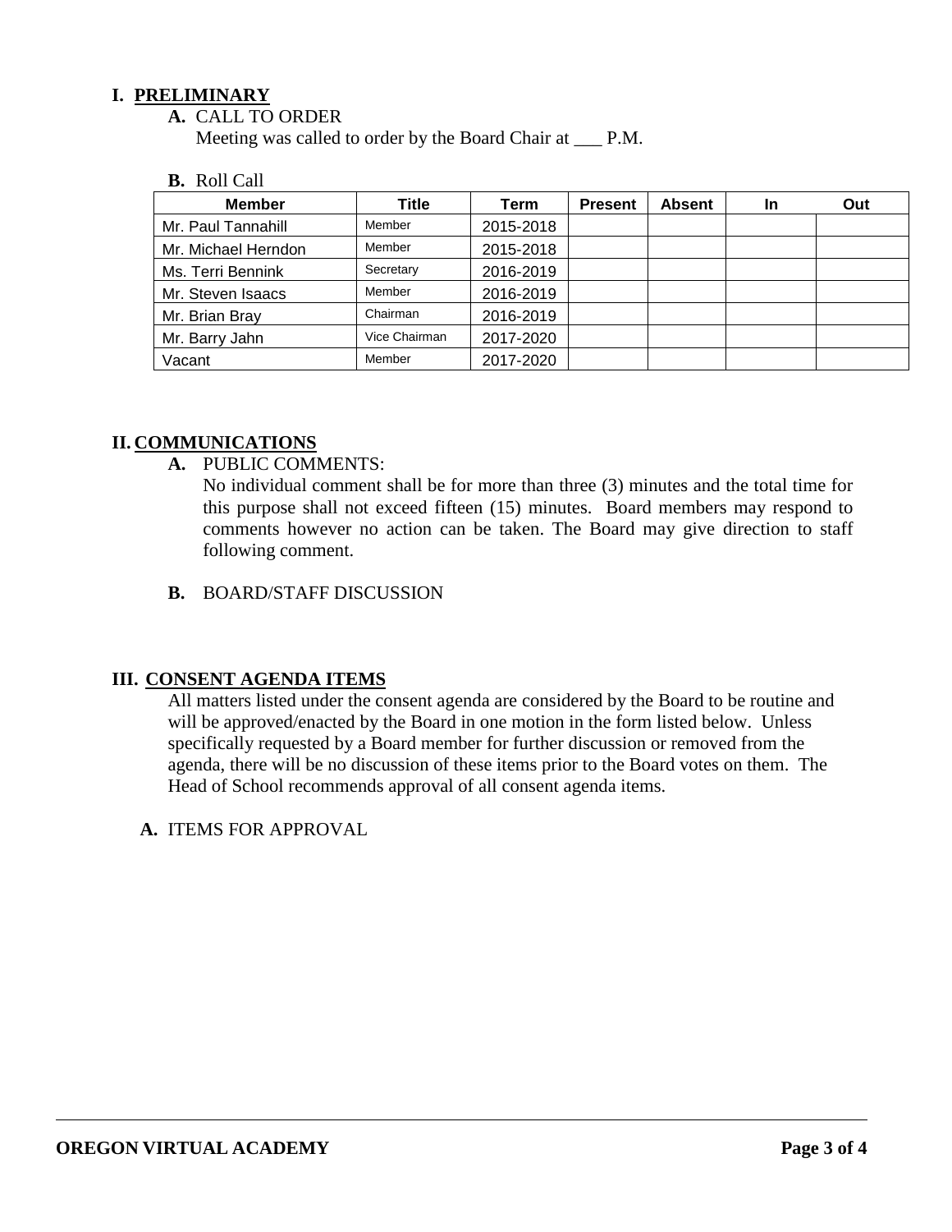## I. PRELIMINARY

**A.** CALL TO ORDER

Meeting was called to order by the Board Chair at ___ P.M.

**B.** Roll Call

| Member | Title | Term | Present | Absent | In | Out |
|---|---|---|---|---|---|---|
| Mr. Paul Tannahill | Member | 2015-2018 | | | | |
| Mr. Michael Herndon | Member | 2015-2018 | | | | |
| Ms. Terri Bennink | Secretary | 2016-2019 | | | | |
| Mr. Steven Isaacs | Member | 2016-2019 | | | | |
| Mr. Brian Bray | Chairman | 2016-2019 | | | | |
| Mr. Barry Jahn | Vice Chairman | 2017-2020 | | | | |
| Vacant | Member | 2017-2020 | | | | |

## II. COMMUNICATIONS

**A.** PUBLIC COMMENTS:

No individual comment shall be for more than three (3) minutes and the total time for this purpose shall not exceed fifteen (15) minutes. Board members may respond to comments however no action can be taken. The Board may give direction to staff following comment.

**B.** BOARD/STAFF DISCUSSION

## III. CONSENT AGENDA ITEMS

All matters listed under the consent agenda are considered by the Board to be routine and will be approved/enacted by the Board in one motion in the form listed below. Unless specifically requested by a Board member for further discussion or removed from the agenda, there will be no discussion of these items prior to the Board votes on them. The Head of School recommends approval of all consent agenda items.

**A.** ITEMS FOR APPROVAL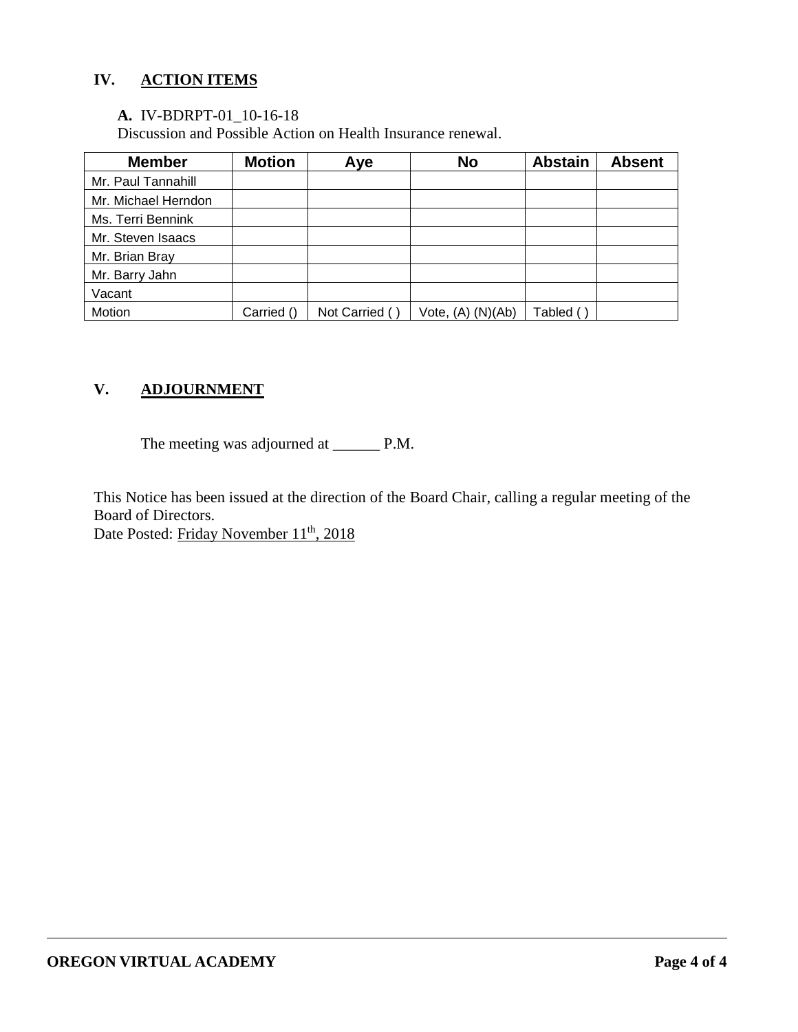## IV. ACTION ITEMS

**A.** IV-BDRPT-01_10-16-18
Discussion and Possible Action on Health Insurance renewal.

| Member | Motion | Aye | No | Abstain | Absent |
|---|---|---|---|---|---|
| Mr. Paul Tannahill | | | | | |
| Mr. Michael Herndon | | | | | |
| Ms. Terri Bennink | | | | | |
| Mr. Steven Isaacs | | | | | |
| Mr. Brian Bray | | | | | |
| Mr. Barry Jahn | | | | | |
| Vacant | | | | | |
| Motion | Carried () | Not Carried ( ) | Vote, (A) (N)(Ab) | Tabled ( ) | |

## V. ADJOURNMENT

The meeting was adjourned at ______ P.M.

This Notice has been issued at the direction of the Board Chair, calling a regular meeting of the Board of Directors.
Date Posted: Friday November 11th, 2018